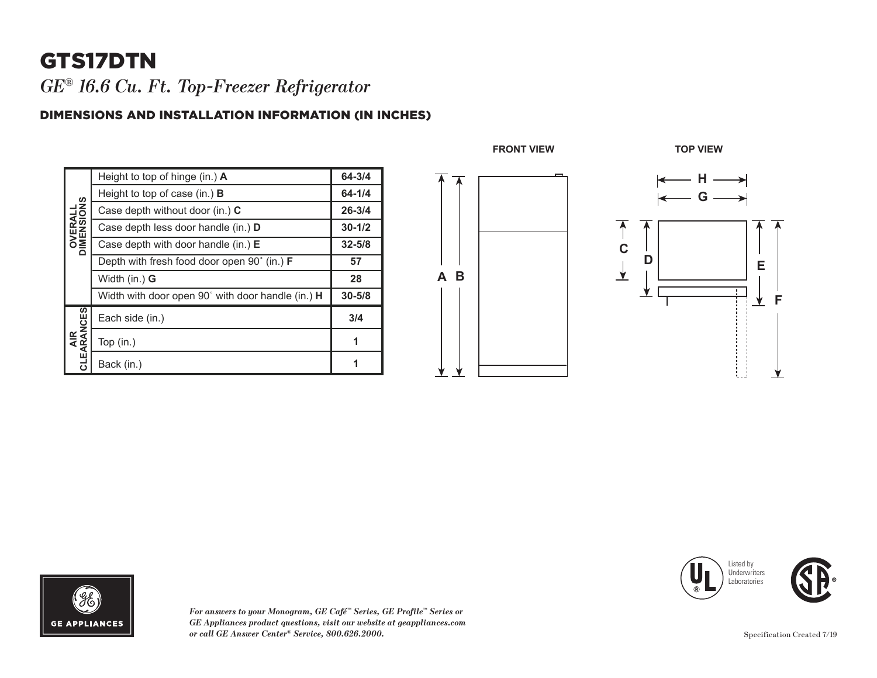# GTS17DTN

*GE® 16.6 Cu. Ft. Top-Freezer Refrigerator*

## DIMENSIONS AND INSTALLATION INFORMATION (IN INCHES)

| | | |
|---|---|---|
| OVERALL DIMENSIONS | Height to top of hinge (in.) **A** | **64-3/4** |
| | Height to top of case (in.) **B** | **64-1/4** |
| | Case depth without door (in.) **C** | **26-3/4** |
| | Case depth less door handle (in.) **D** | **30-1/2** |
| | Case depth with door handle (in.) **E** | **32-5/8** |
| | Depth with fresh food door open 90˚ (in.) **F** | **57** |
| | Width (in.) **G** | **28** |
| | Width with door open 90˚ with door handle (in.) **H** | **30-5/8** |
| AIR CLEARANCES | Each side (in.) | **3/4** |
| | Top (in.) | **1** |
| | Back (in.) | **1** |

**FRONT VIEW**

**TOP VIEW**

*For answers to your Monogram, GE Café™ Series, GE Profile™ Series or GE Appliances product questions, visit our website at geappliances.com or call GE Answer Center® Service, 800.626.2000.*

Listed by Underwriters Laboratories

Specification Created 7/19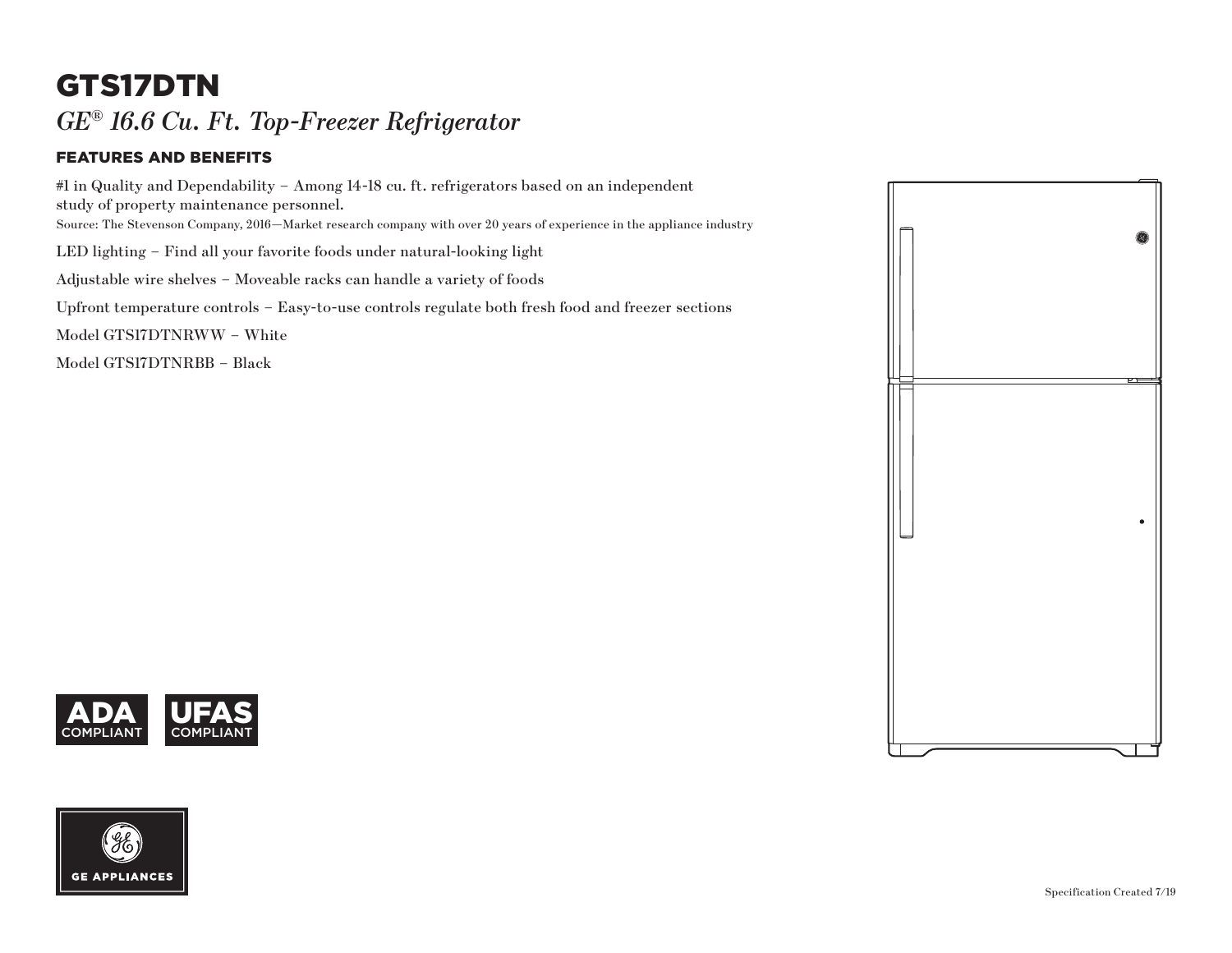# GTS17DTN

## *GE® 16.6 Cu. Ft. Top-Freezer Refrigerator*

### FEATURES AND BENEFITS

#1 in Quality and Dependability – Among 14-18 cu. ft. refrigerators based on an independent study of property maintenance personnel.

Source: The Stevenson Company, 2016—Market research company with over 20 years of experience in the appliance industry

LED lighting – Find all your favorite foods under natural-looking light

Adjustable wire shelves – Moveable racks can handle a variety of foods

Upfront temperature controls – Easy-to-use controls regulate both fresh food and freezer sections

Model GTS17DTNRWW – White

Model GTS17DTNRBB – Black

ADA COMPLIANT

UFAS COMPLIANT

GE APPLIANCES

Specification Created 7/19